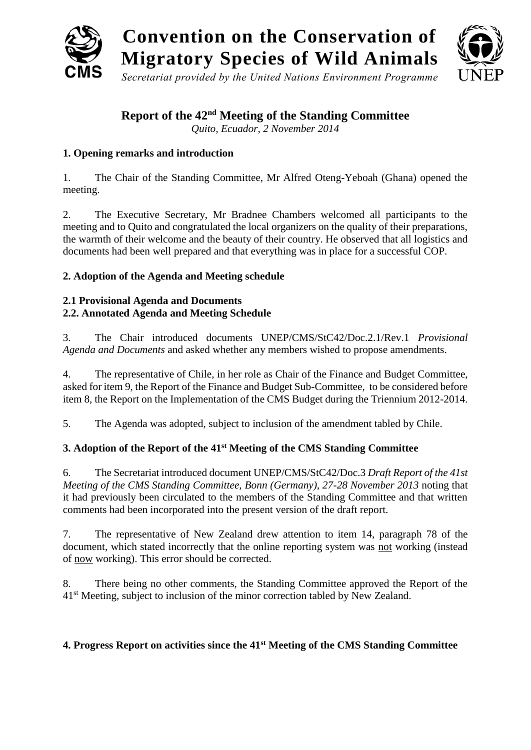# Convention on the Conservation of Migratory Species of Wild Animals

*Secretariat provided by the United Nations Environment Programme*

## Report of the 42nd Meeting of the Standing Committee

*Quito, Ecuador, 2 November 2014*

### 1. Opening remarks and introduction

1. The Chair of the Standing Committee, Mr Alfred Oteng-Yeboah (Ghana) opened the meeting.

2. The Executive Secretary, Mr Bradnee Chambers welcomed all participants to the meeting and to Quito and congratulated the local organizers on the quality of their preparations, the warmth of their welcome and the beauty of their country. He observed that all logistics and documents had been well prepared and that everything was in place for a successful COP.

### 2. Adoption of the Agenda and Meeting schedule

#### 2.1 Provisional Agenda and Documents
#### 2.2. Annotated Agenda and Meeting Schedule

3. The Chair introduced documents UNEP/CMS/StC42/Doc.2.1/Rev.1 *Provisional Agenda and Documents* and asked whether any members wished to propose amendments.

4. The representative of Chile, in her role as Chair of the Finance and Budget Committee, asked for item 9, the Report of the Finance and Budget Sub-Committee, to be considered before item 8, the Report on the Implementation of the CMS Budget during the Triennium 2012-2014.

5. The Agenda was adopted, subject to inclusion of the amendment tabled by Chile.

### 3. Adoption of the Report of the 41st Meeting of the CMS Standing Committee

6. The Secretariat introduced document UNEP/CMS/StC42/Doc.3 *Draft Report of the 41st Meeting of the CMS Standing Committee, Bonn (Germany), 27-28 November 2013* noting that it had previously been circulated to the members of the Standing Committee and that written comments had been incorporated into the present version of the draft report.

7. The representative of New Zealand drew attention to item 14, paragraph 78 of the document, which stated incorrectly that the online reporting system was not working (instead of now working). This error should be corrected.

8. There being no other comments, the Standing Committee approved the Report of the 41st Meeting, subject to inclusion of the minor correction tabled by New Zealand.

### 4. Progress Report on activities since the 41st Meeting of the CMS Standing Committee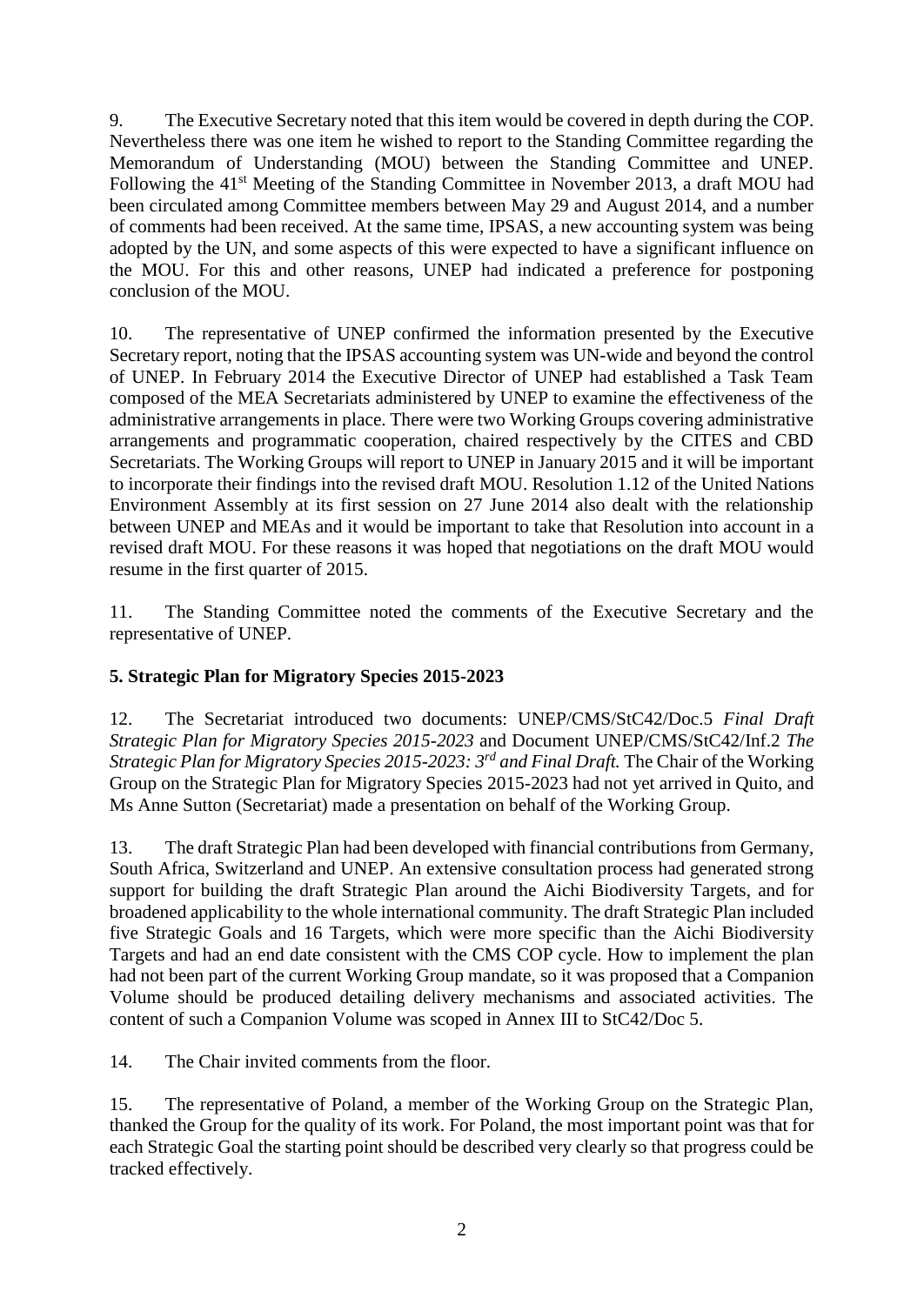9. The Executive Secretary noted that this item would be covered in depth during the COP. Nevertheless there was one item he wished to report to the Standing Committee regarding the Memorandum of Understanding (MOU) between the Standing Committee and UNEP. Following the 41st Meeting of the Standing Committee in November 2013, a draft MOU had been circulated among Committee members between May 29 and August 2014, and a number of comments had been received. At the same time, IPSAS, a new accounting system was being adopted by the UN, and some aspects of this were expected to have a significant influence on the MOU. For this and other reasons, UNEP had indicated a preference for postponing conclusion of the MOU.

10. The representative of UNEP confirmed the information presented by the Executive Secretary report, noting that the IPSAS accounting system was UN-wide and beyond the control of UNEP. In February 2014 the Executive Director of UNEP had established a Task Team composed of the MEA Secretariats administered by UNEP to examine the effectiveness of the administrative arrangements in place. There were two Working Groups covering administrative arrangements and programmatic cooperation, chaired respectively by the CITES and CBD Secretariats. The Working Groups will report to UNEP in January 2015 and it will be important to incorporate their findings into the revised draft MOU. Resolution 1.12 of the United Nations Environment Assembly at its first session on 27 June 2014 also dealt with the relationship between UNEP and MEAs and it would be important to take that Resolution into account in a revised draft MOU. For these reasons it was hoped that negotiations on the draft MOU would resume in the first quarter of 2015.

11. The Standing Committee noted the comments of the Executive Secretary and the representative of UNEP.

**5. Strategic Plan for Migratory Species 2015-2023**

12. The Secretariat introduced two documents: UNEP/CMS/StC42/Doc.5 *Final Draft Strategic Plan for Migratory Species 2015-2023* and Document UNEP/CMS/StC42/Inf.2 *The Strategic Plan for Migratory Species 2015-2023: 3rd and Final Draft.* The Chair of the Working Group on the Strategic Plan for Migratory Species 2015-2023 had not yet arrived in Quito, and Ms Anne Sutton (Secretariat) made a presentation on behalf of the Working Group.

13. The draft Strategic Plan had been developed with financial contributions from Germany, South Africa, Switzerland and UNEP. An extensive consultation process had generated strong support for building the draft Strategic Plan around the Aichi Biodiversity Targets, and for broadened applicability to the whole international community. The draft Strategic Plan included five Strategic Goals and 16 Targets, which were more specific than the Aichi Biodiversity Targets and had an end date consistent with the CMS COP cycle. How to implement the plan had not been part of the current Working Group mandate, so it was proposed that a Companion Volume should be produced detailing delivery mechanisms and associated activities. The content of such a Companion Volume was scoped in Annex III to StC42/Doc 5.

14. The Chair invited comments from the floor.

15. The representative of Poland, a member of the Working Group on the Strategic Plan, thanked the Group for the quality of its work. For Poland, the most important point was that for each Strategic Goal the starting point should be described very clearly so that progress could be tracked effectively.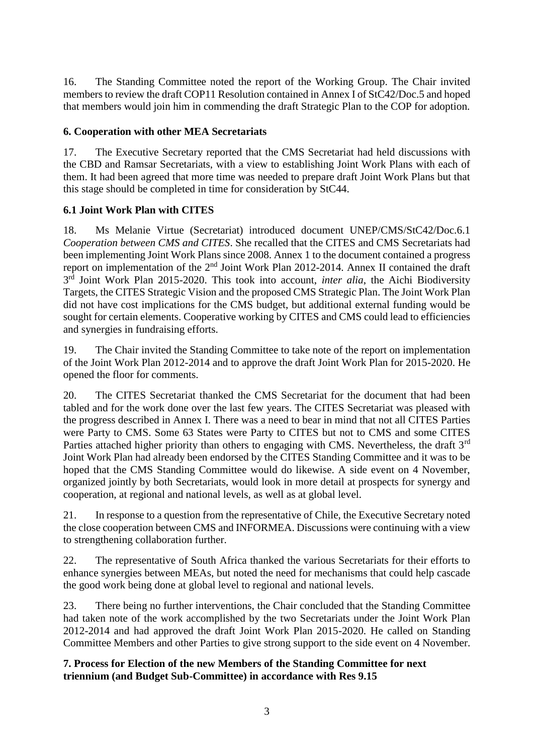16. The Standing Committee noted the report of the Working Group. The Chair invited members to review the draft COP11 Resolution contained in Annex I of StC42/Doc.5 and hoped that members would join him in commending the draft Strategic Plan to the COP for adoption.

## 6. Cooperation with other MEA Secretariats

17. The Executive Secretary reported that the CMS Secretariat had held discussions with the CBD and Ramsar Secretariats, with a view to establishing Joint Work Plans with each of them. It had been agreed that more time was needed to prepare draft Joint Work Plans but that this stage should be completed in time for consideration by StC44.

### 6.1 Joint Work Plan with CITES

18. Ms Melanie Virtue (Secretariat) introduced document UNEP/CMS/StC42/Doc.6.1 *Cooperation between CMS and CITES*. She recalled that the CITES and CMS Secretariats had been implementing Joint Work Plans since 2008. Annex 1 to the document contained a progress report on implementation of the 2nd Joint Work Plan 2012-2014. Annex II contained the draft 3rd Joint Work Plan 2015-2020. This took into account, *inter alia*, the Aichi Biodiversity Targets, the CITES Strategic Vision and the proposed CMS Strategic Plan. The Joint Work Plan did not have cost implications for the CMS budget, but additional external funding would be sought for certain elements. Cooperative working by CITES and CMS could lead to efficiencies and synergies in fundraising efforts.

19. The Chair invited the Standing Committee to take note of the report on implementation of the Joint Work Plan 2012-2014 and to approve the draft Joint Work Plan for 2015-2020. He opened the floor for comments.

20. The CITES Secretariat thanked the CMS Secretariat for the document that had been tabled and for the work done over the last few years. The CITES Secretariat was pleased with the progress described in Annex I. There was a need to bear in mind that not all CITES Parties were Party to CMS. Some 63 States were Party to CITES but not to CMS and some CITES Parties attached higher priority than others to engaging with CMS. Nevertheless, the draft 3rd Joint Work Plan had already been endorsed by the CITES Standing Committee and it was to be hoped that the CMS Standing Committee would do likewise. A side event on 4 November, organized jointly by both Secretariats, would look in more detail at prospects for synergy and cooperation, at regional and national levels, as well as at global level.

21. In response to a question from the representative of Chile, the Executive Secretary noted the close cooperation between CMS and INFORMEA. Discussions were continuing with a view to strengthening collaboration further.

22. The representative of South Africa thanked the various Secretariats for their efforts to enhance synergies between MEAs, but noted the need for mechanisms that could help cascade the good work being done at global level to regional and national levels.

23. There being no further interventions, the Chair concluded that the Standing Committee had taken note of the work accomplished by the two Secretariats under the Joint Work Plan 2012-2014 and had approved the draft Joint Work Plan 2015-2020. He called on Standing Committee Members and other Parties to give strong support to the side event on 4 November.

## 7. Process for Election of the new Members of the Standing Committee for next triennium (and Budget Sub-Committee) in accordance with Res 9.15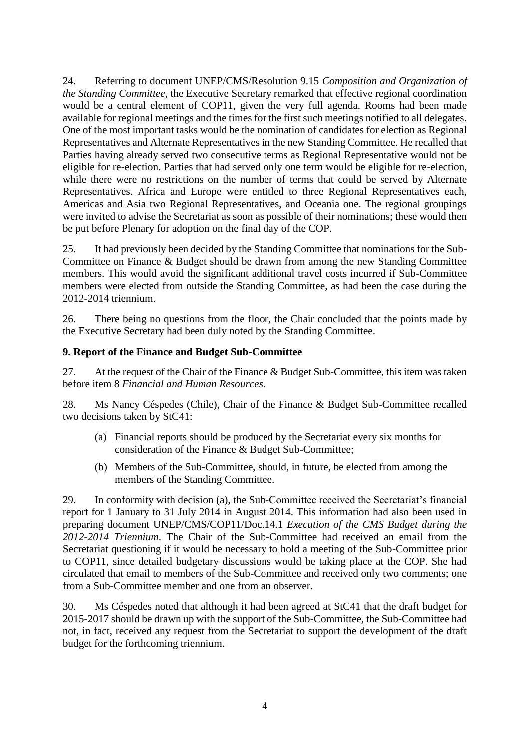24. Referring to document UNEP/CMS/Resolution 9.15 *Composition and Organization of the Standing Committee*, the Executive Secretary remarked that effective regional coordination would be a central element of COP11, given the very full agenda. Rooms had been made available for regional meetings and the times for the first such meetings notified to all delegates. One of the most important tasks would be the nomination of candidates for election as Regional Representatives and Alternate Representatives in the new Standing Committee. He recalled that Parties having already served two consecutive terms as Regional Representative would not be eligible for re-election. Parties that had served only one term would be eligible for re-election, while there were no restrictions on the number of terms that could be served by Alternate Representatives. Africa and Europe were entitled to three Regional Representatives each, Americas and Asia two Regional Representatives, and Oceania one. The regional groupings were invited to advise the Secretariat as soon as possible of their nominations; these would then be put before Plenary for adoption on the final day of the COP.

25. It had previously been decided by the Standing Committee that nominations for the Sub-Committee on Finance & Budget should be drawn from among the new Standing Committee members. This would avoid the significant additional travel costs incurred if Sub-Committee members were elected from outside the Standing Committee, as had been the case during the 2012-2014 triennium.

26. There being no questions from the floor, the Chair concluded that the points made by the Executive Secretary had been duly noted by the Standing Committee.

**9. Report of the Finance and Budget Sub-Committee**

27. At the request of the Chair of the Finance & Budget Sub-Committee, this item was taken before item 8 *Financial and Human Resources*.

28. Ms Nancy Céspedes (Chile), Chair of the Finance & Budget Sub-Committee recalled two decisions taken by StC41:

(a) Financial reports should be produced by the Secretariat every six months for consideration of the Finance & Budget Sub-Committee;

(b) Members of the Sub-Committee, should, in future, be elected from among the members of the Standing Committee.

29. In conformity with decision (a), the Sub-Committee received the Secretariat's financial report for 1 January to 31 July 2014 in August 2014. This information had also been used in preparing document UNEP/CMS/COP11/Doc.14.1 *Execution of the CMS Budget during the 2012-2014 Triennium*. The Chair of the Sub-Committee had received an email from the Secretariat questioning if it would be necessary to hold a meeting of the Sub-Committee prior to COP11, since detailed budgetary discussions would be taking place at the COP. She had circulated that email to members of the Sub-Committee and received only two comments; one from a Sub-Committee member and one from an observer.

30. Ms Céspedes noted that although it had been agreed at StC41 that the draft budget for 2015-2017 should be drawn up with the support of the Sub-Committee, the Sub-Committee had not, in fact, received any request from the Secretariat to support the development of the draft budget for the forthcoming triennium.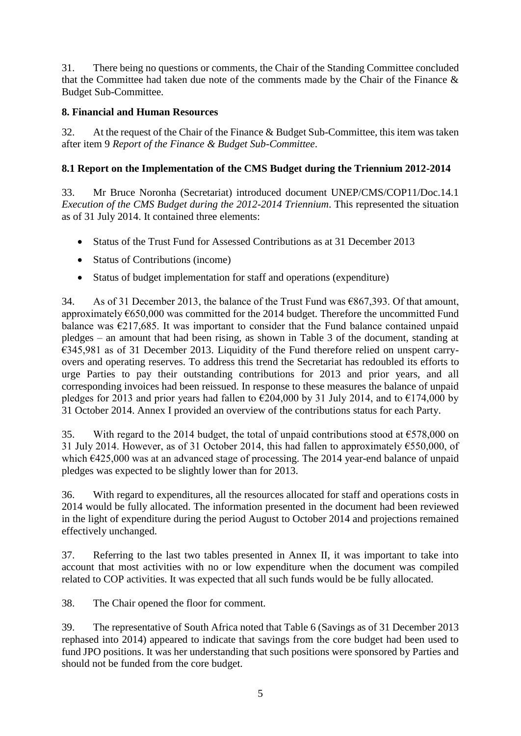31. There being no questions or comments, the Chair of the Standing Committee concluded that the Committee had taken due note of the comments made by the Chair of the Finance & Budget Sub-Committee.

**8. Financial and Human Resources**

32. At the request of the Chair of the Finance & Budget Sub-Committee, this item was taken after item 9 *Report of the Finance & Budget Sub-Committee*.

**8.1 Report on the Implementation of the CMS Budget during the Triennium 2012-2014**

33. Mr Bruce Noronha (Secretariat) introduced document UNEP/CMS/COP11/Doc.14.1 *Execution of the CMS Budget during the 2012-2014 Triennium*. This represented the situation as of 31 July 2014. It contained three elements:

- Status of the Trust Fund for Assessed Contributions as at 31 December 2013
- Status of Contributions (income)
- Status of budget implementation for staff and operations (expenditure)

34. As of 31 December 2013, the balance of the Trust Fund was €867,393. Of that amount, approximately €650,000 was committed for the 2014 budget. Therefore the uncommitted Fund balance was €217,685. It was important to consider that the Fund balance contained unpaid pledges – an amount that had been rising, as shown in Table 3 of the document, standing at €345,981 as of 31 December 2013. Liquidity of the Fund therefore relied on unspent carry-overs and operating reserves. To address this trend the Secretariat has redoubled its efforts to urge Parties to pay their outstanding contributions for 2013 and prior years, and all corresponding invoices had been reissued. In response to these measures the balance of unpaid pledges for 2013 and prior years had fallen to €204,000 by 31 July 2014, and to €174,000 by 31 October 2014. Annex I provided an overview of the contributions status for each Party.

35. With regard to the 2014 budget, the total of unpaid contributions stood at €578,000 on 31 July 2014. However, as of 31 October 2014, this had fallen to approximately €550,000, of which €425,000 was at an advanced stage of processing. The 2014 year-end balance of unpaid pledges was expected to be slightly lower than for 2013.

36. With regard to expenditures, all the resources allocated for staff and operations costs in 2014 would be fully allocated. The information presented in the document had been reviewed in the light of expenditure during the period August to October 2014 and projections remained effectively unchanged.

37. Referring to the last two tables presented in Annex II, it was important to take into account that most activities with no or low expenditure when the document was compiled related to COP activities. It was expected that all such funds would be be fully allocated.

38. The Chair opened the floor for comment.

39. The representative of South Africa noted that Table 6 (Savings as of 31 December 2013 rephased into 2014) appeared to indicate that savings from the core budget had been used to fund JPO positions. It was her understanding that such positions were sponsored by Parties and should not be funded from the core budget.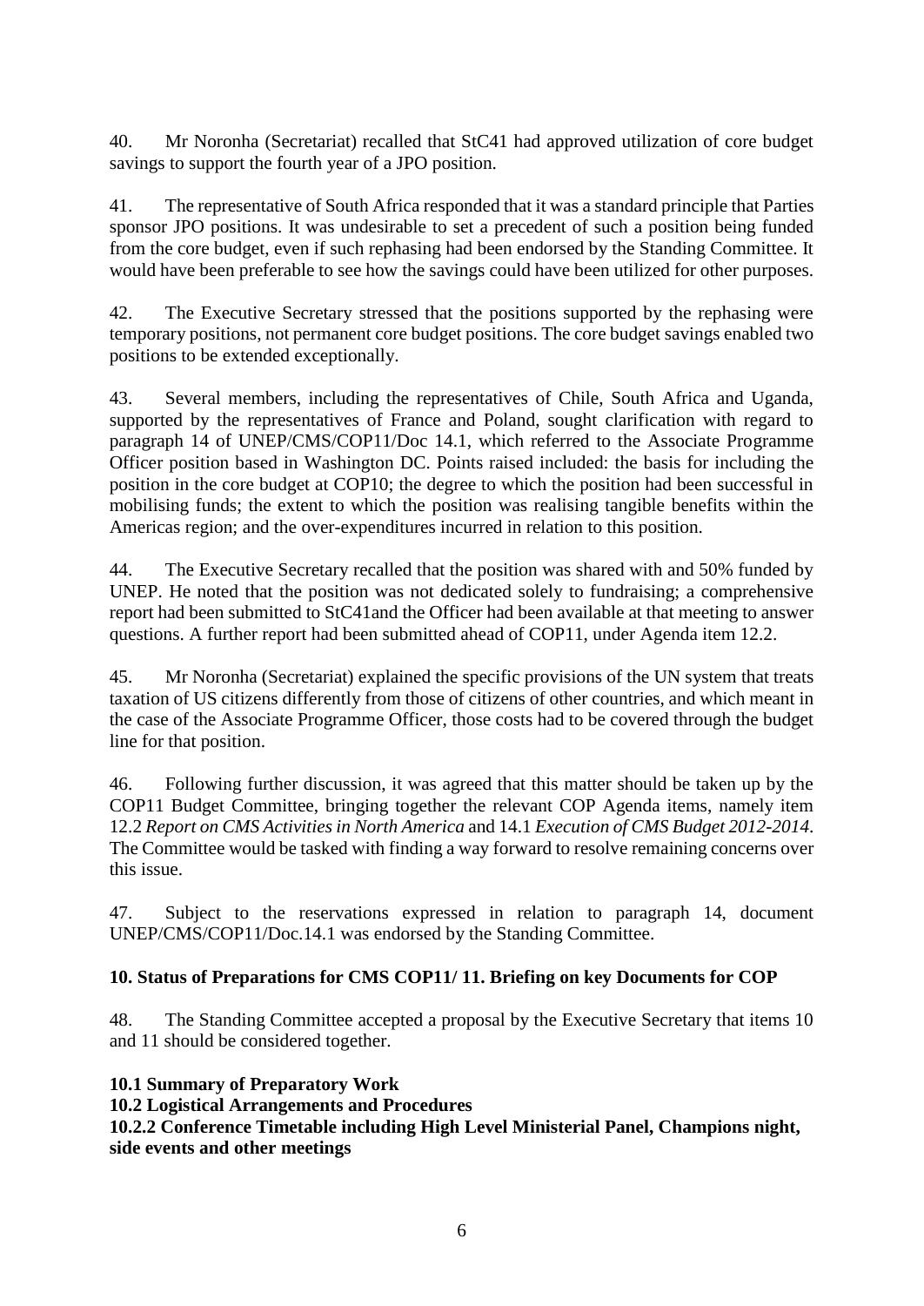40. Mr Noronha (Secretariat) recalled that StC41 had approved utilization of core budget savings to support the fourth year of a JPO position.

41. The representative of South Africa responded that it was a standard principle that Parties sponsor JPO positions. It was undesirable to set a precedent of such a position being funded from the core budget, even if such rephasing had been endorsed by the Standing Committee. It would have been preferable to see how the savings could have been utilized for other purposes.

42. The Executive Secretary stressed that the positions supported by the rephasing were temporary positions, not permanent core budget positions. The core budget savings enabled two positions to be extended exceptionally.

43. Several members, including the representatives of Chile, South Africa and Uganda, supported by the representatives of France and Poland, sought clarification with regard to paragraph 14 of UNEP/CMS/COP11/Doc 14.1, which referred to the Associate Programme Officer position based in Washington DC. Points raised included: the basis for including the position in the core budget at COP10; the degree to which the position had been successful in mobilising funds; the extent to which the position was realising tangible benefits within the Americas region; and the over-expenditures incurred in relation to this position.

44. The Executive Secretary recalled that the position was shared with and 50% funded by UNEP. He noted that the position was not dedicated solely to fundraising; a comprehensive report had been submitted to StC41and the Officer had been available at that meeting to answer questions. A further report had been submitted ahead of COP11, under Agenda item 12.2.

45. Mr Noronha (Secretariat) explained the specific provisions of the UN system that treats taxation of US citizens differently from those of citizens of other countries, and which meant in the case of the Associate Programme Officer, those costs had to be covered through the budget line for that position.

46. Following further discussion, it was agreed that this matter should be taken up by the COP11 Budget Committee, bringing together the relevant COP Agenda items, namely item 12.2 *Report on CMS Activities in North America* and 14.1 *Execution of CMS Budget 2012-2014*. The Committee would be tasked with finding a way forward to resolve remaining concerns over this issue.

47. Subject to the reservations expressed in relation to paragraph 14, document UNEP/CMS/COP11/Doc.14.1 was endorsed by the Standing Committee.

## 10. Status of Preparations for CMS COP11/ 11. Briefing on key Documents for COP

48. The Standing Committee accepted a proposal by the Executive Secretary that items 10 and 11 should be considered together.

### 10.1 Summary of Preparatory Work

### 10.2 Logistical Arrangements and Procedures

### 10.2.2 Conference Timetable including High Level Ministerial Panel, Champions night, side events and other meetings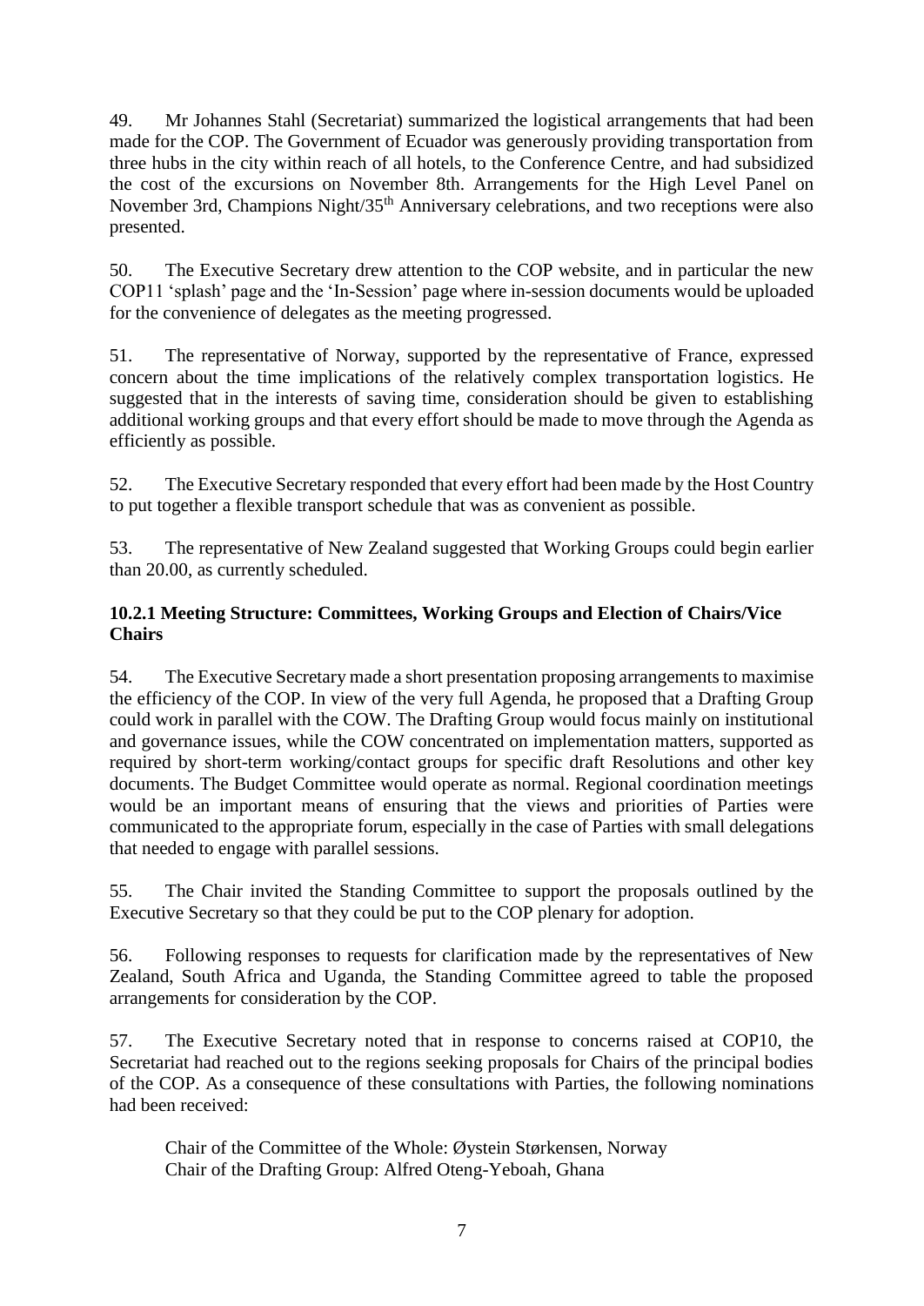49. Mr Johannes Stahl (Secretariat) summarized the logistical arrangements that had been made for the COP. The Government of Ecuador was generously providing transportation from three hubs in the city within reach of all hotels, to the Conference Centre, and had subsidized the cost of the excursions on November 8th. Arrangements for the High Level Panel on November 3rd, Champions Night/35th Anniversary celebrations, and two receptions were also presented.

50. The Executive Secretary drew attention to the COP website, and in particular the new COP11 'splash' page and the 'In-Session' page where in-session documents would be uploaded for the convenience of delegates as the meeting progressed.

51. The representative of Norway, supported by the representative of France, expressed concern about the time implications of the relatively complex transportation logistics. He suggested that in the interests of saving time, consideration should be given to establishing additional working groups and that every effort should be made to move through the Agenda as efficiently as possible.

52. The Executive Secretary responded that every effort had been made by the Host Country to put together a flexible transport schedule that was as convenient as possible.

53. The representative of New Zealand suggested that Working Groups could begin earlier than 20.00, as currently scheduled.

### 10.2.1 Meeting Structure: Committees, Working Groups and Election of Chairs/Vice Chairs

54. The Executive Secretary made a short presentation proposing arrangements to maximise the efficiency of the COP. In view of the very full Agenda, he proposed that a Drafting Group could work in parallel with the COW. The Drafting Group would focus mainly on institutional and governance issues, while the COW concentrated on implementation matters, supported as required by short-term working/contact groups for specific draft Resolutions and other key documents. The Budget Committee would operate as normal. Regional coordination meetings would be an important means of ensuring that the views and priorities of Parties were communicated to the appropriate forum, especially in the case of Parties with small delegations that needed to engage with parallel sessions.

55. The Chair invited the Standing Committee to support the proposals outlined by the Executive Secretary so that they could be put to the COP plenary for adoption.

56. Following responses to requests for clarification made by the representatives of New Zealand, South Africa and Uganda, the Standing Committee agreed to table the proposed arrangements for consideration by the COP.

57. The Executive Secretary noted that in response to concerns raised at COP10, the Secretariat had reached out to the regions seeking proposals for Chairs of the principal bodies of the COP. As a consequence of these consultations with Parties, the following nominations had been received:

Chair of the Committee of the Whole: Øystein Størkensen, Norway
Chair of the Drafting Group: Alfred Oteng-Yeboah, Ghana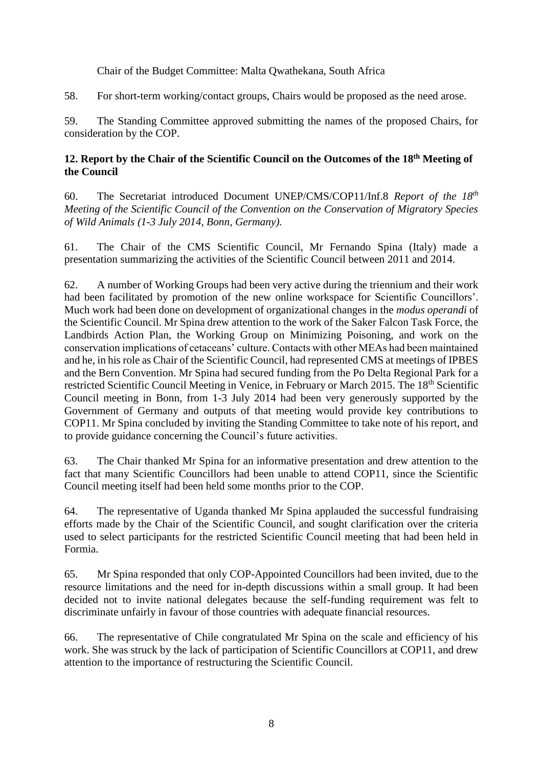Chair of the Budget Committee: Malta Qwathekana, South Africa

58. For short-term working/contact groups, Chairs would be proposed as the need arose.

59. The Standing Committee approved submitting the names of the proposed Chairs, for consideration by the COP.

### 12. Report by the Chair of the Scientific Council on the Outcomes of the 18th Meeting of the Council

60. The Secretariat introduced Document UNEP/CMS/COP11/Inf.8 *Report of the 18th Meeting of the Scientific Council of the Convention on the Conservation of Migratory Species of Wild Animals (1-3 July 2014, Bonn, Germany).*

61. The Chair of the CMS Scientific Council, Mr Fernando Spina (Italy) made a presentation summarizing the activities of the Scientific Council between 2011 and 2014.

62. A number of Working Groups had been very active during the triennium and their work had been facilitated by promotion of the new online workspace for Scientific Councillors'. Much work had been done on development of organizational changes in the *modus operandi* of the Scientific Council. Mr Spina drew attention to the work of the Saker Falcon Task Force, the Landbirds Action Plan, the Working Group on Minimizing Poisoning, and work on the conservation implications of cetaceans' culture. Contacts with other MEAs had been maintained and he, in his role as Chair of the Scientific Council, had represented CMS at meetings of IPBES and the Bern Convention. Mr Spina had secured funding from the Po Delta Regional Park for a restricted Scientific Council Meeting in Venice, in February or March 2015. The 18th Scientific Council meeting in Bonn, from 1-3 July 2014 had been very generously supported by the Government of Germany and outputs of that meeting would provide key contributions to COP11. Mr Spina concluded by inviting the Standing Committee to take note of his report, and to provide guidance concerning the Council's future activities.

63. The Chair thanked Mr Spina for an informative presentation and drew attention to the fact that many Scientific Councillors had been unable to attend COP11, since the Scientific Council meeting itself had been held some months prior to the COP.

64. The representative of Uganda thanked Mr Spina applauded the successful fundraising efforts made by the Chair of the Scientific Council, and sought clarification over the criteria used to select participants for the restricted Scientific Council meeting that had been held in Formia.

65. Mr Spina responded that only COP-Appointed Councillors had been invited, due to the resource limitations and the need for in-depth discussions within a small group. It had been decided not to invite national delegates because the self-funding requirement was felt to discriminate unfairly in favour of those countries with adequate financial resources.

66. The representative of Chile congratulated Mr Spina on the scale and efficiency of his work. She was struck by the lack of participation of Scientific Councillors at COP11, and drew attention to the importance of restructuring the Scientific Council.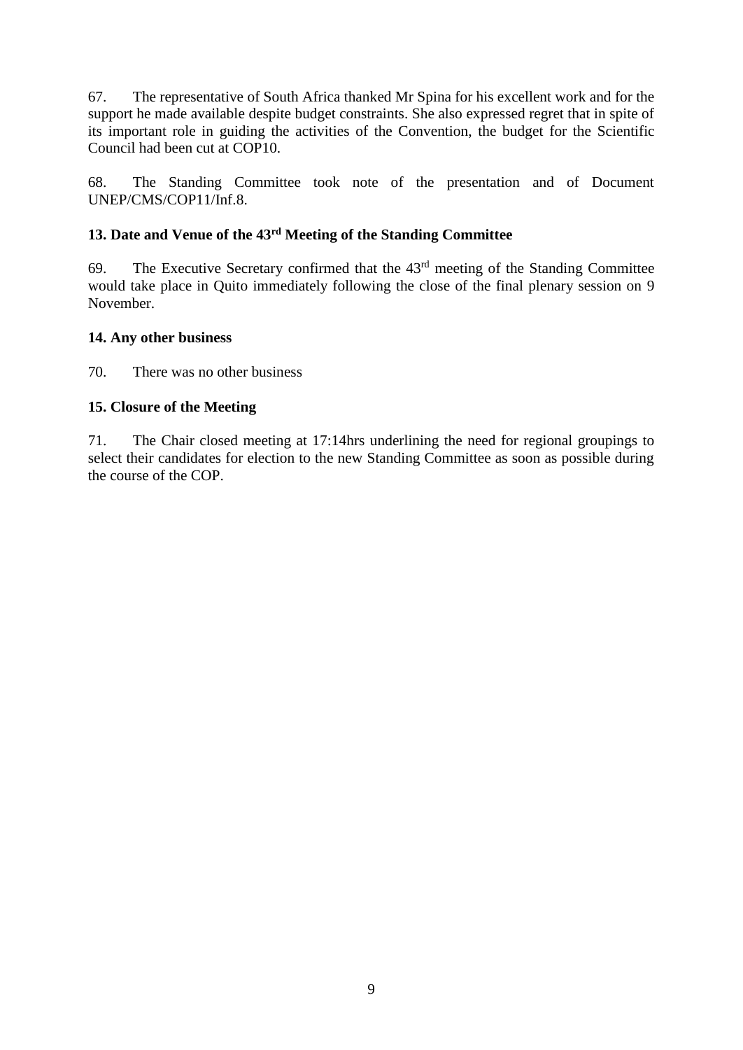67. The representative of South Africa thanked Mr Spina for his excellent work and for the support he made available despite budget constraints. She also expressed regret that in spite of its important role in guiding the activities of the Convention, the budget for the Scientific Council had been cut at COP10.

68. The Standing Committee took note of the presentation and of Document UNEP/CMS/COP11/Inf.8.

## 13. Date and Venue of the 43rd Meeting of the Standing Committee

69. The Executive Secretary confirmed that the 43rd meeting of the Standing Committee would take place in Quito immediately following the close of the final plenary session on 9 November.

## 14. Any other business

70. There was no other business

## 15. Closure of the Meeting

71. The Chair closed meeting at 17:14hrs underlining the need for regional groupings to select their candidates for election to the new Standing Committee as soon as possible during the course of the COP.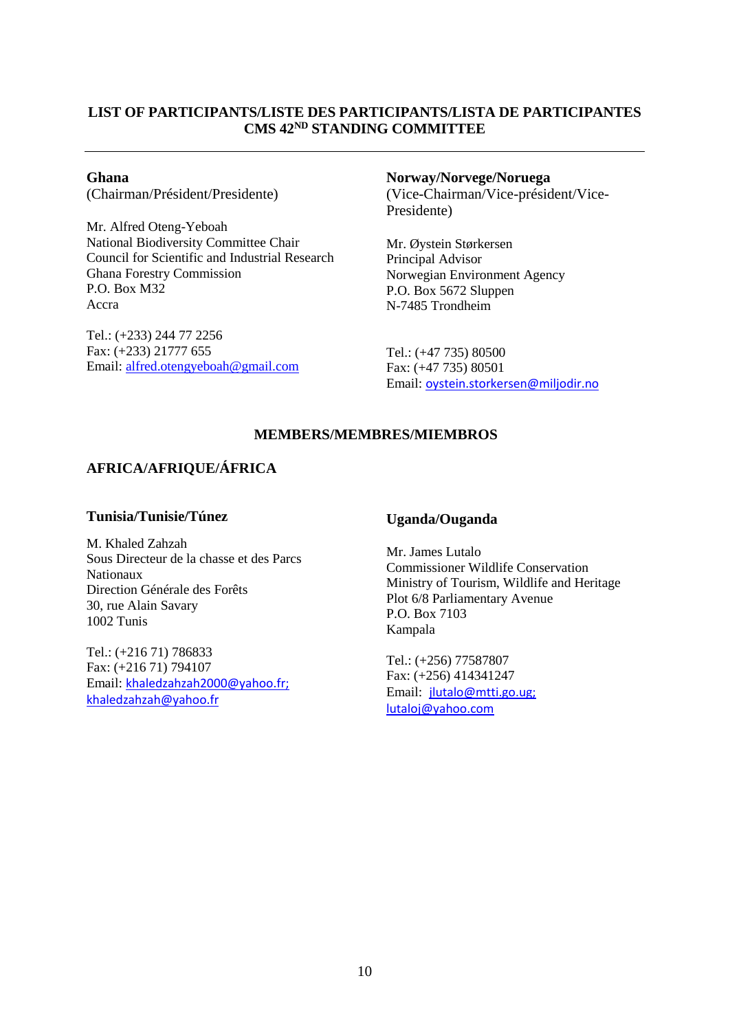# LIST OF PARTICIPANTS/LISTE DES PARTICIPANTS/LISTA DE PARTICIPANTES
# CMS 42ND STANDING COMMITTEE

---

**Ghana**
(Chairman/Président/Presidente)

Mr. Alfred Oteng-Yeboah
National Biodiversity Committee Chair
Council for Scientific and Industrial Research
Ghana Forestry Commission
P.O. Box M32
Accra

Tel.: (+233) 244 77 2256
Fax: (+233) 21777 655
Email: alfred.otengyeboah@gmail.com

**Norway/Norvege/Noruega**
(Vice-Chairman/Vice-président/Vice-Presidente)

Mr. Øystein Størkersen
Principal Advisor
Norwegian Environment Agency
P.O. Box 5672 Sluppen
N-7485 Trondheim

Tel.: (+47 735) 80500
Fax: (+47 735) 80501
Email: oystein.storkersen@miljodir.no

## MEMBERS/MEMBRES/MIEMBROS

## AFRICA/AFRIQUE/ÁFRICA

### Tunisia/Tunisie/Túnez

M. Khaled Zahzah
Sous Directeur de la chasse et des Parcs Nationaux
Direction Générale des Forêts
30, rue Alain Savary
1002 Tunis

Tel.: (+216 71) 786833
Fax: (+216 71) 794107
Email: khaledzahzah2000@yahoo.fr; khaledzahzah@yahoo.fr

### Uganda/Ouganda

Mr. James Lutalo
Commissioner Wildlife Conservation
Ministry of Tourism, Wildlife and Heritage
Plot 6/8 Parliamentary Avenue
P.O. Box 7103
Kampala

Tel.: (+256) 77587807
Fax: (+256) 414341247
Email: jlutalo@mtti.go.ug; lutaloj@yahoo.com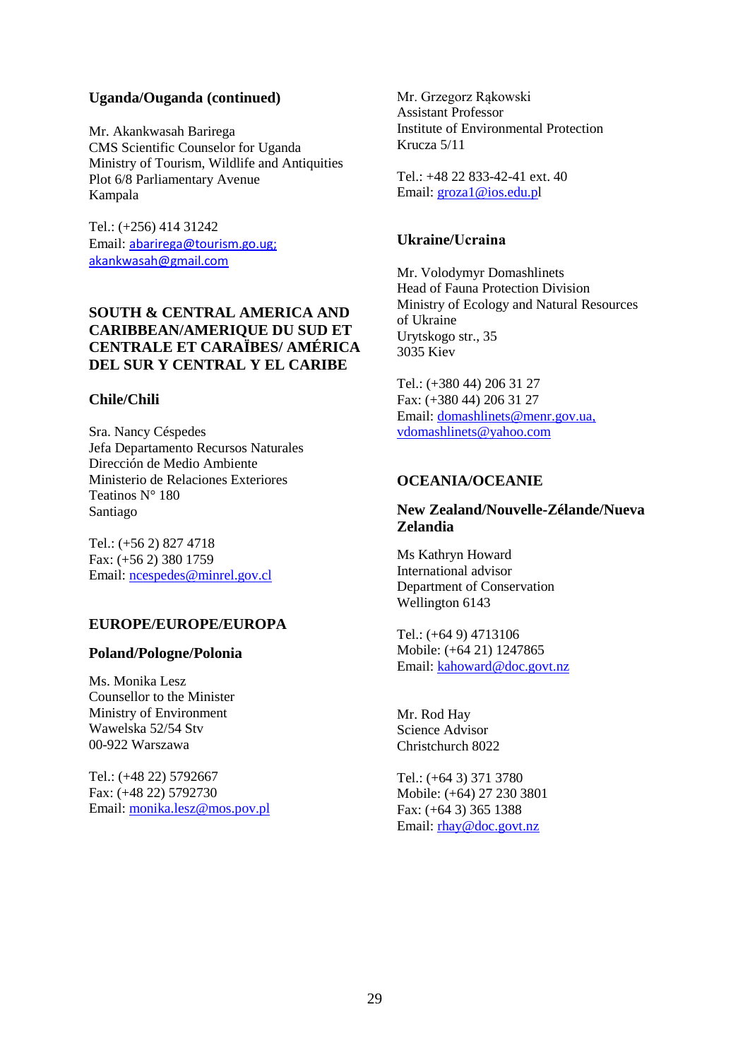### Uganda/Ouganda (continued)

Mr. Akankwasah Barirega
CMS Scientific Counselor for Uganda
Ministry of Tourism, Wildlife and Antiquities
Plot 6/8 Parliamentary Avenue
Kampala

Tel.: (+256) 414 31242
Email: abarirega@tourism.go.ug;
akankwasah@gmail.com

## SOUTH & CENTRAL AMERICA AND CARIBBEAN/AMERIQUE DU SUD ET CENTRALE ET CARAÏBES/ AMÉRICA DEL SUR Y CENTRAL Y EL CARIBE

### Chile/Chili

Sra. Nancy Céspedes
Jefa Departamento Recursos Naturales
Dirección de Medio Ambiente
Ministerio de Relaciones Exteriores
Teatinos N° 180
Santiago

Tel.: (+56 2) 827 4718
Fax: (+56 2) 380 1759
Email: ncespedes@minrel.gov.cl

## EUROPE/EUROPE/EUROPA

### Poland/Pologne/Polonia

Ms. Monika Lesz
Counsellor to the Minister
Ministry of Environment
Wawelska 52/54 Stv
00-922 Warszawa

Tel.: (+48 22) 5792667
Fax: (+48 22) 5792730
Email: monika.lesz@mos.pov.pl

Mr. Grzegorz Rąkowski
Assistant Professor
Institute of Environmental Protection
Krucza 5/11

Tel.: +48 22 833-42-41 ext. 40
Email: groza1@ios.edu.pl

### Ukraine/Ucraina

Mr. Volodymyr Domashlinets
Head of Fauna Protection Division
Ministry of Ecology and Natural Resources of Ukraine
Urytskogo str., 35
3035 Kiev

Tel.: (+380 44) 206 31 27
Fax: (+380 44) 206 31 27
Email: domashlinets@menr.gov.ua,
vdomashlinets@yahoo.com

## OCEANIA/OCEANIE

### New Zealand/Nouvelle-Zélande/Nueva Zelandia

Ms Kathryn Howard
International advisor
Department of Conservation
Wellington 6143

Tel.: (+64 9) 4713106
Mobile: (+64 21) 1247865
Email: kahoward@doc.govt.nz

Mr. Rod Hay
Science Advisor
Christchurch 8022

Tel.: (+64 3) 371 3780
Mobile: (+64) 27 230 3801
Fax: (+64 3) 365 1388
Email: rhay@doc.govt.nz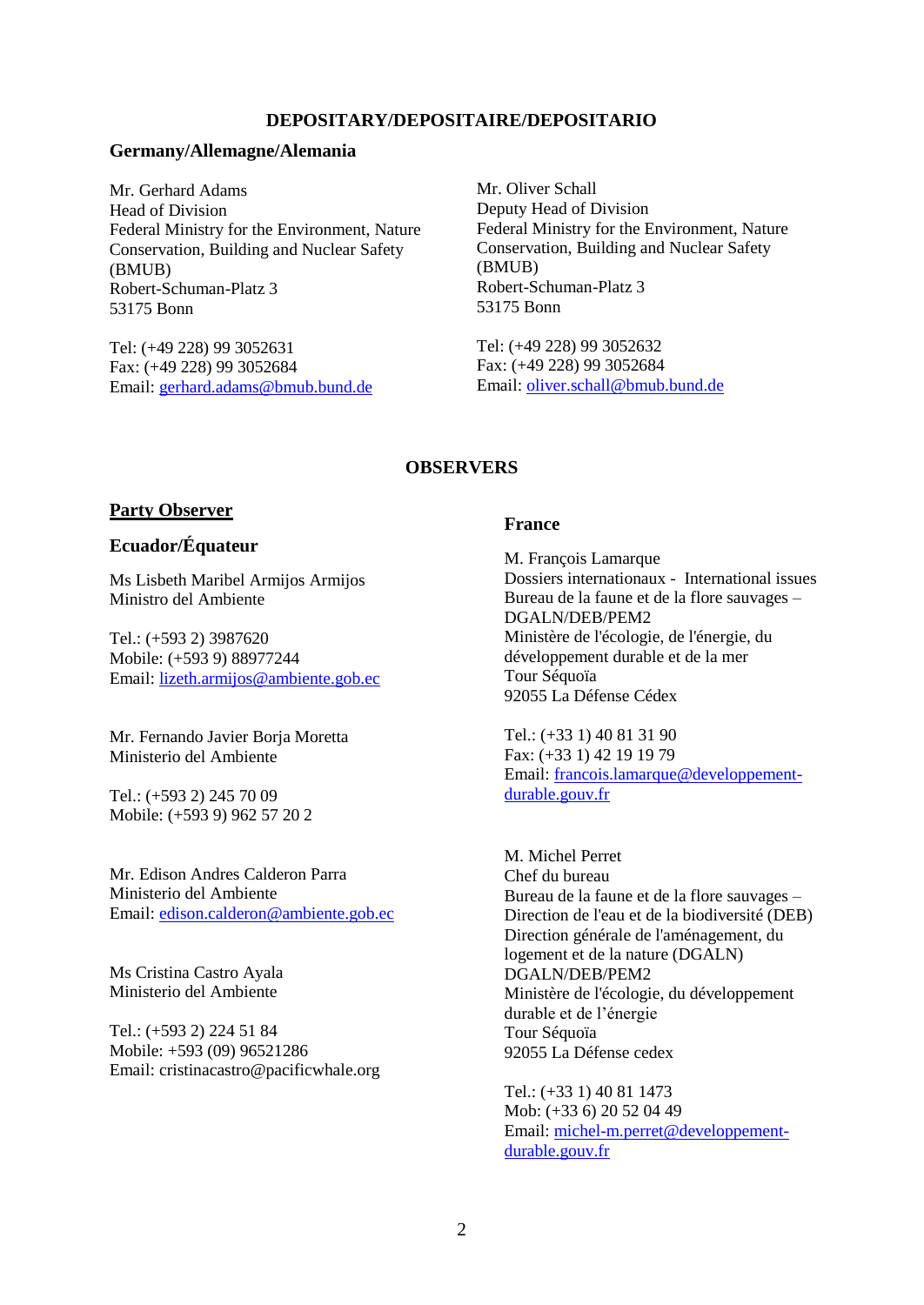## DEPOSITARY/DEPOSITAIRE/DEPOSITARIO

### Germany/Allemagne/Alemania

Mr. Gerhard Adams
Head of Division
Federal Ministry for the Environment, Nature Conservation, Building and Nuclear Safety (BMUB)
Robert-Schuman-Platz 3
53175 Bonn

Tel: (+49 228) 99 3052631
Fax: (+49 228) 99 3052684
Email: gerhard.adams@bmub.bund.de

Mr. Oliver Schall
Deputy Head of Division
Federal Ministry for the Environment, Nature Conservation, Building and Nuclear Safety (BMUB)
Robert-Schuman-Platz 3
53175 Bonn

Tel: (+49 228) 99 3052632
Fax: (+49 228) 99 3052684
Email: oliver.schall@bmub.bund.de

## OBSERVERS

### Party Observer

### Ecuador/Équateur

Ms Lisbeth Maribel Armijos Armijos
Ministro del Ambiente

Tel.: (+593 2) 3987620
Mobile: (+593 9) 88977244
Email: lizeth.armijos@ambiente.gob.ec

Mr. Fernando Javier Borja Moretta
Ministerio del Ambiente

Tel.: (+593 2) 245 70 09
Mobile: (+593 9) 962 57 20 2

Mr. Edison Andres Calderon Parra
Ministerio del Ambiente
Email: edison.calderon@ambiente.gob.ec

Ms Cristina Castro Ayala
Ministerio del Ambiente

Tel.: (+593 2) 224 51 84
Mobile: +593 (09) 96521286
Email: cristinacastro@pacificwhale.org

### France

M. François Lamarque
Dossiers internationaux - International issues
Bureau de la faune et de la flore sauvages – DGALN/DEB/PEM2
Ministère de l'écologie, de l'énergie, du développement durable et de la mer
Tour Séquoïa
92055 La Défense Cédex

Tel.: (+33 1) 40 81 31 90
Fax: (+33 1) 42 19 19 79
Email: francois.lamarque@developpement-durable.gouv.fr

M. Michel Perret
Chef du bureau
Bureau de la faune et de la flore sauvages – Direction de l'eau et de la biodiversité (DEB)
Direction générale de l'aménagement, du logement et de la nature (DGALN)
DGALN/DEB/PEM2
Ministère de l'écologie, du développement durable et de l’énergie
Tour Séquoïa
92055 La Défense cedex

Tel.: (+33 1) 40 81 1473
Mob: (+33 6) 20 52 04 49
Email: michel-m.perret@developpement-durable.gouv.fr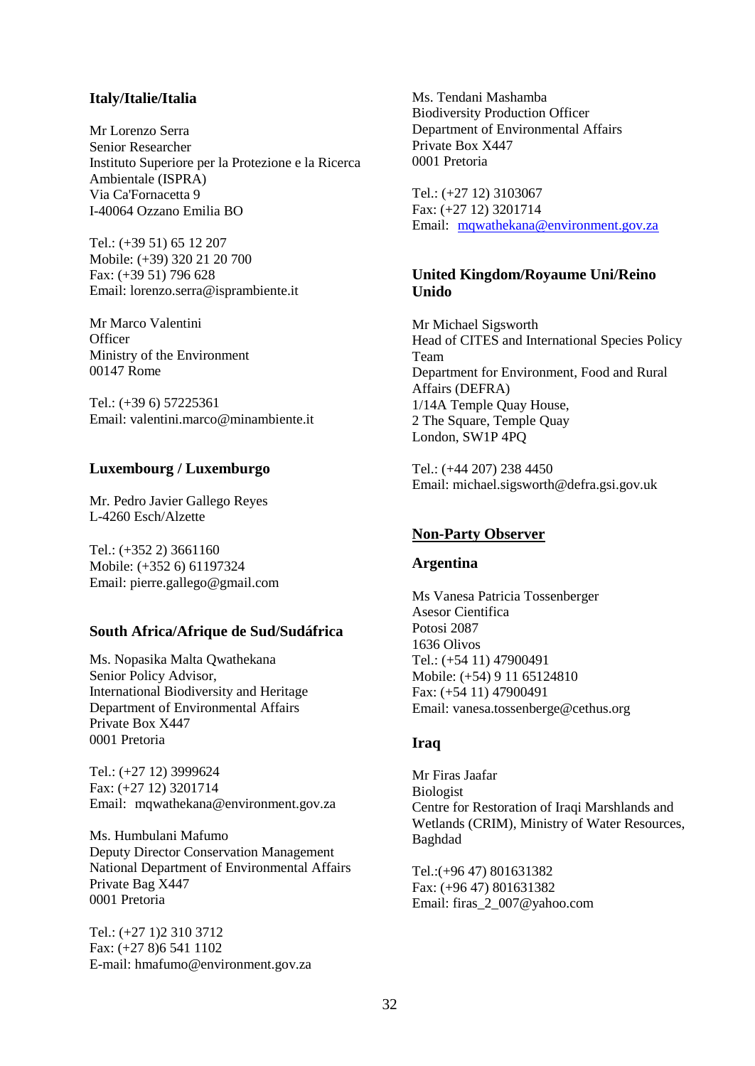### Italy/Italie/Italia

Mr Lorenzo Serra
Senior Researcher
Instituto Superiore per la Protezione e la Ricerca Ambientale (ISPRA)
Via Ca'Fornacetta 9
I-40064 Ozzano Emilia BO

Tel.: (+39 51) 65 12 207
Mobile: (+39) 320 21 20 700
Fax: (+39 51) 796 628
Email: lorenzo.serra@isprambiente.it

Mr Marco Valentini
Officer
Ministry of the Environment
00147 Rome

Tel.: (+39 6) 57225361
Email: valentini.marco@minambiente.it

### Luxembourg / Luxemburgo

Mr. Pedro Javier Gallego Reyes
L-4260 Esch/Alzette

Tel.: (+352 2) 3661160
Mobile: (+352 6) 61197324
Email: pierre.gallego@gmail.com

### South Africa/Afrique de Sud/Sudáfrica

Ms. Nopasika Malta Qwathekana
Senior Policy Advisor,
International Biodiversity and Heritage
Department of Environmental Affairs
Private Box X447
0001 Pretoria

Tel.: (+27 12) 3999624
Fax: (+27 12) 3201714
Email: mqwathekana@environment.gov.za

Ms. Humbulani Mafumo
Deputy Director Conservation Management
National Department of Environmental Affairs
Private Bag X447
0001 Pretoria

Tel.: (+27 1)2 310 3712
Fax: (+27 8)6 541 1102
E-mail: hmafumo@environment.gov.za

Ms. Tendani Mashamba
Biodiversity Production Officer
Department of Environmental Affairs
Private Box X447
0001 Pretoria

Tel.: (+27 12) 3103067
Fax: (+27 12) 3201714
Email: mqwathekana@environment.gov.za

### United Kingdom/Royaume Uni/Reino Unido

Mr Michael Sigsworth
Head of CITES and International Species Policy Team
Department for Environment, Food and Rural Affairs (DEFRA)
1/14A Temple Quay House,
2 The Square, Temple Quay
London, SW1P 4PQ

Tel.: (+44 207) 238 4450
Email: michael.sigsworth@defra.gsi.gov.uk

## Non-Party Observer

### Argentina

Ms Vanesa Patricia Tossenberger
Asesor Cientifica
Potosi 2087
1636 Olivos
Tel.: (+54 11) 47900491
Mobile: (+54) 9 11 65124810
Fax: (+54 11) 47900491
Email: vanesa.tossenberge@cethus.org

### Iraq

Mr Firas Jaafar
Biologist
Centre for Restoration of Iraqi Marshlands and Wetlands (CRIM), Ministry of Water Resources, Baghdad

Tel.:(+96 47) 801631382
Fax: (+96 47) 801631382
Email: firas_2_007@yahoo.com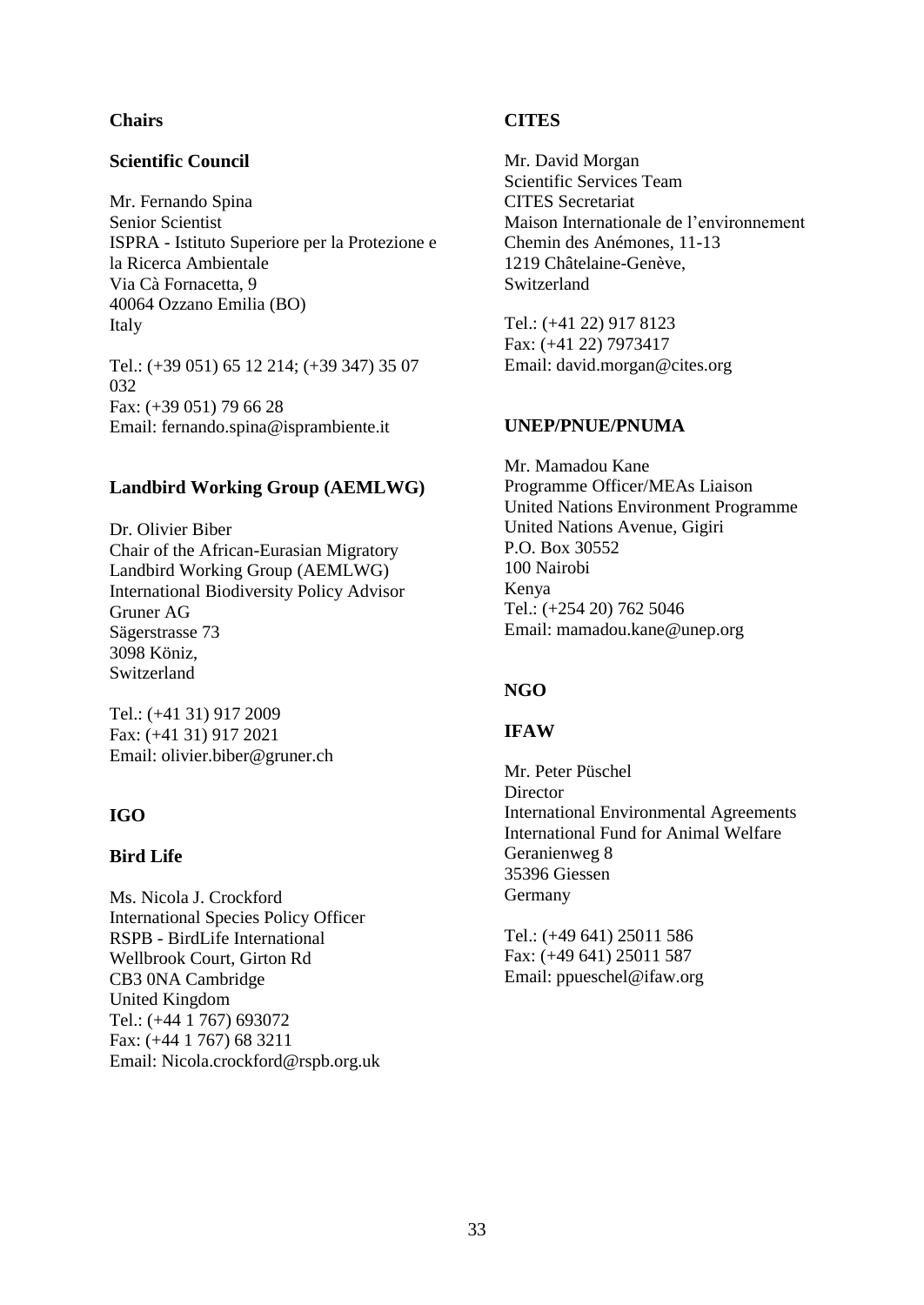**Chairs**

**Scientific Council**

Mr. Fernando Spina
Senior Scientist
ISPRA - Istituto Superiore per la Protezione e la Ricerca Ambientale
Via Cà Fornacetta, 9
40064 Ozzano Emilia (BO)
Italy

Tel.: (+39 051) 65 12 214; (+39 347) 35 07 032
Fax: (+39 051) 79 66 28
Email: fernando.spina@isprambiente.it

**Landbird Working Group (AEMLWG)**

Dr. Olivier Biber
Chair of the African-Eurasian Migratory Landbird Working Group (AEMLWG)
International Biodiversity Policy Advisor
Gruner AG
Sägerstrasse 73
3098 Köniz,
Switzerland

Tel.: (+41 31) 917 2009
Fax: (+41 31) 917 2021
Email: olivier.biber@gruner.ch

**IGO**

**Bird Life**

Ms. Nicola J. Crockford
International Species Policy Officer
RSPB - BirdLife International
Wellbrook Court, Girton Rd
CB3 0NA Cambridge
United Kingdom
Tel.: (+44 1 767) 693072
Fax: (+44 1 767) 68 3211
Email: Nicola.crockford@rspb.org.uk

**CITES**

Mr. David Morgan
Scientific Services Team
CITES Secretariat
Maison Internationale de l'environnement
Chemin des Anémones, 11-13
1219 Châtelaine-Genève,
Switzerland

Tel.: (+41 22) 917 8123
Fax: (+41 22) 7973417
Email: david.morgan@cites.org

**UNEP/PNUE/PNUMA**

Mr. Mamadou Kane
Programme Officer/MEAs Liaison
United Nations Environment Programme
United Nations Avenue, Gigiri
P.O. Box 30552
100 Nairobi
Kenya
Tel.: (+254 20) 762 5046
Email: mamadou.kane@unep.org

**NGO**

**IFAW**

Mr. Peter Püschel
Director
International Environmental Agreements
International Fund for Animal Welfare
Geranienweg 8
35396 Giessen
Germany

Tel.: (+49 641) 25011 586
Fax: (+49 641) 25011 587
Email: ppueschel@ifaw.org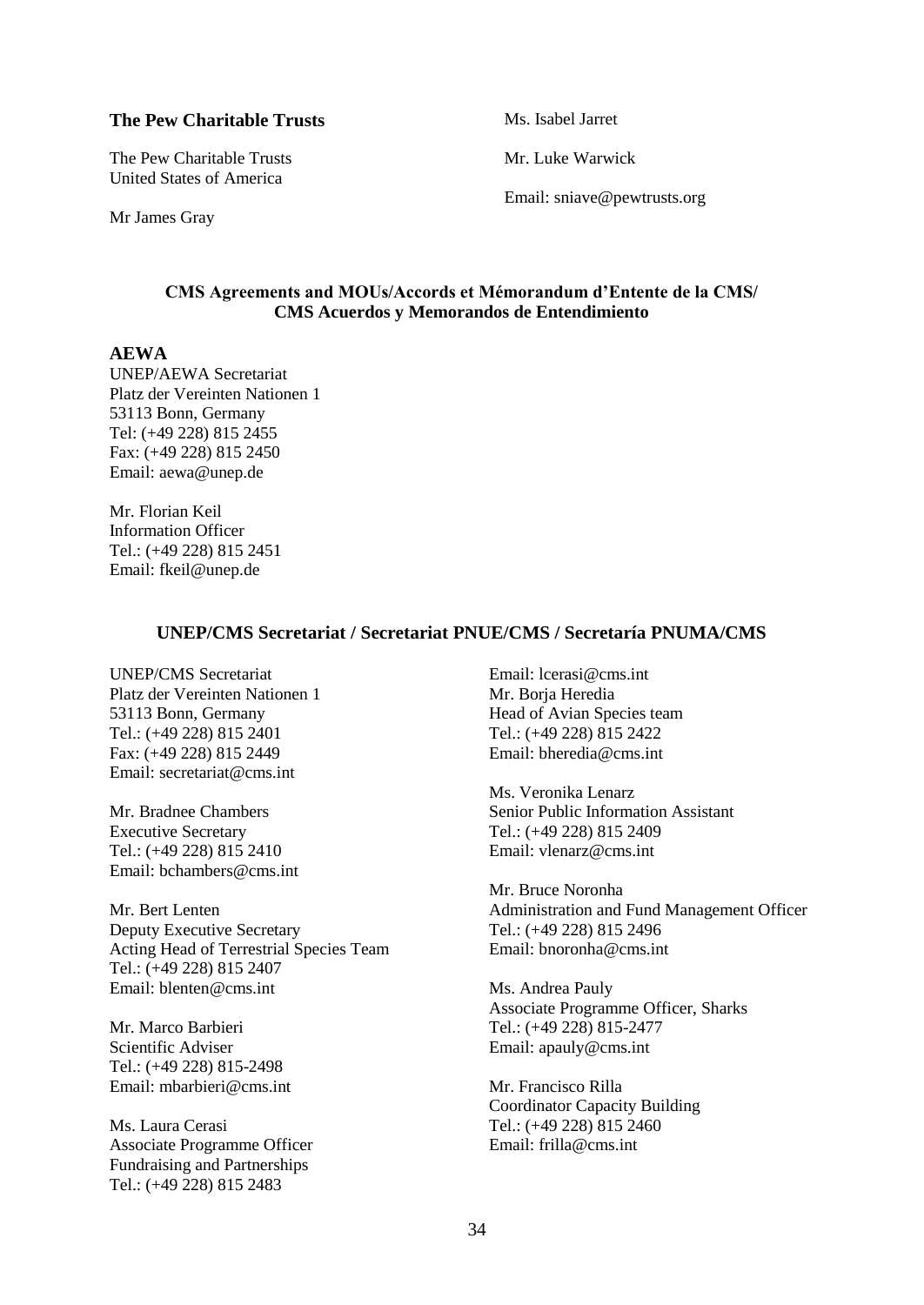### The Pew Charitable Trusts

The Pew Charitable Trusts
United States of America

Mr James Gray

Ms. Isabel Jarret

Mr. Luke Warwick

Email: sniave@pewtrusts.org

**CMS Agreements and MOUs/Accords et Mémorandum d'Entente de la CMS/ CMS Acuerdos y Memorandos de Entendimiento**

### AEWA

UNEP/AEWA Secretariat
Platz der Vereinten Nationen 1
53113 Bonn, Germany
Tel: (+49 228) 815 2455
Fax: (+49 228) 815 2450
Email: aewa@unep.de

Mr. Florian Keil
Information Officer
Tel.: (+49 228) 815 2451
Email: fkeil@unep.de

**UNEP/CMS Secretariat / Secretariat PNUE/CMS / Secretaría PNUMA/CMS**

UNEP/CMS Secretariat
Platz der Vereinten Nationen 1
53113 Bonn, Germany
Tel.: (+49 228) 815 2401
Fax: (+49 228) 815 2449
Email: secretariat@cms.int

Mr. Bradnee Chambers
Executive Secretary
Tel.: (+49 228) 815 2410
Email: bchambers@cms.int

Mr. Bert Lenten
Deputy Executive Secretary
Acting Head of Terrestrial Species Team
Tel.: (+49 228) 815 2407
Email: blenten@cms.int

Mr. Marco Barbieri
Scientific Adviser
Tel.: (+49 228) 815-2498
Email: mbarbieri@cms.int

Ms. Laura Cerasi
Associate Programme Officer
Fundraising and Partnerships
Tel.: (+49 228) 815 2483
Email: lcerasi@cms.int

Mr. Borja Heredia
Head of Avian Species team
Tel.: (+49 228) 815 2422
Email: bheredia@cms.int

Ms. Veronika Lenarz
Senior Public Information Assistant
Tel.: (+49 228) 815 2409
Email: vlenarz@cms.int

Mr. Bruce Noronha
Administration and Fund Management Officer
Tel.: (+49 228) 815 2496
Email: bnoronha@cms.int

Ms. Andrea Pauly
Associate Programme Officer, Sharks
Tel.: (+49 228) 815-2477
Email: apauly@cms.int

Mr. Francisco Rilla
Coordinator Capacity Building
Tel.: (+49 228) 815 2460
Email: frilla@cms.int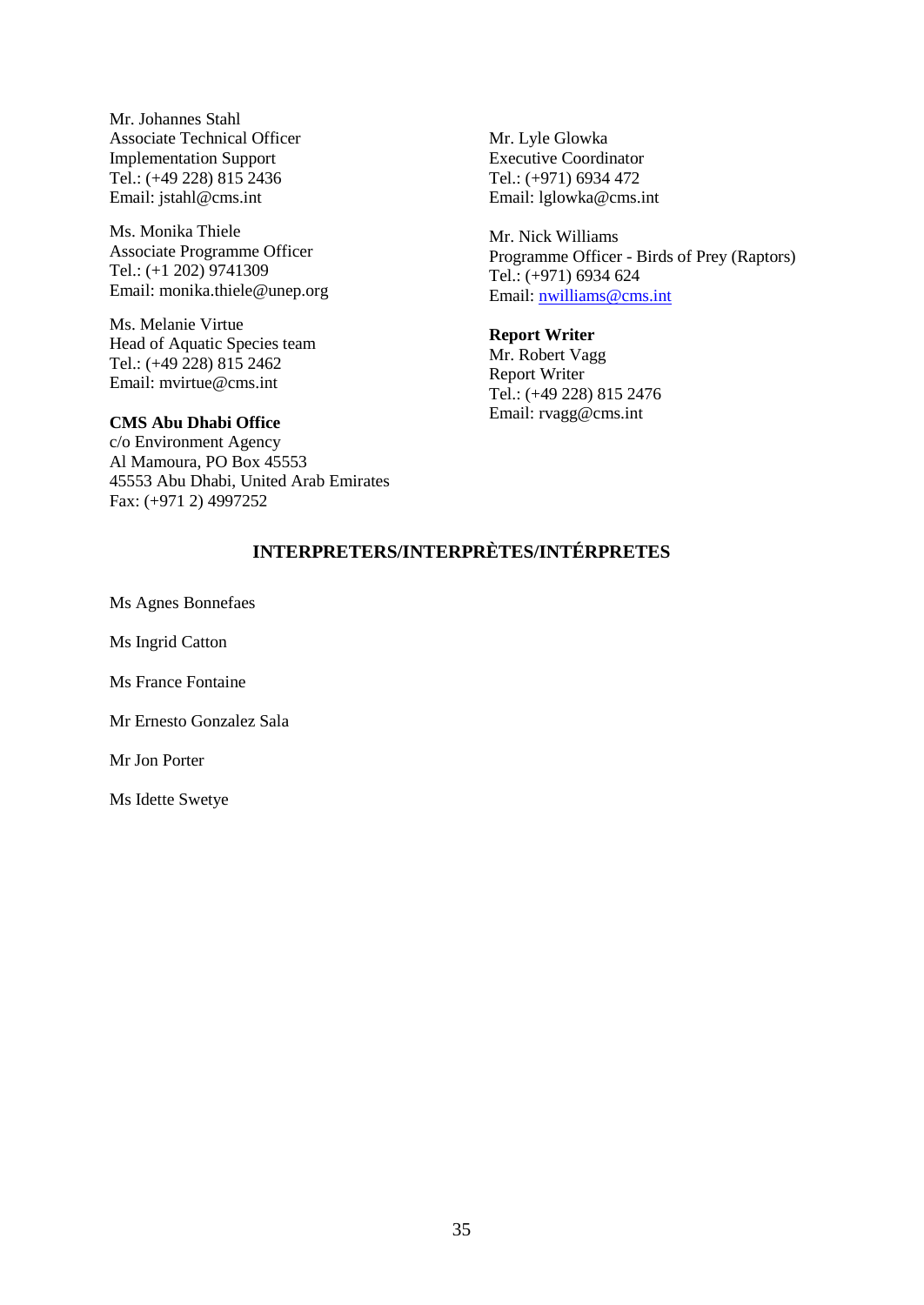Mr. Johannes Stahl
Associate Technical Officer
Implementation Support
Tel.: (+49 228) 815 2436
Email: jstahl@cms.int

Ms. Monika Thiele
Associate Programme Officer
Tel.: (+1 202) 9741309
Email: monika.thiele@unep.org

Ms. Melanie Virtue
Head of Aquatic Species team
Tel.: (+49 228) 815 2462
Email: mvirtue@cms.int

**CMS Abu Dhabi Office**
c/o Environment Agency
Al Mamoura, PO Box 45553
45553 Abu Dhabi, United Arab Emirates
Fax: (+971 2) 4997252

Mr. Lyle Glowka
Executive Coordinator
Tel.: (+971) 6934 472
Email: lglowka@cms.int

Mr. Nick Williams
Programme Officer - Birds of Prey (Raptors)
Tel.: (+971) 6934 624
Email: nwilliams@cms.int

**Report Writer**
Mr. Robert Vagg
Report Writer
Tel.: (+49 228) 815 2476
Email: rvagg@cms.int

## INTERPRETERS/INTERPRÈTES/INTÉRPRETES

Ms Agnes Bonnefaes

Ms Ingrid Catton

Ms France Fontaine

Mr Ernesto Gonzalez Sala

Mr Jon Porter

Ms Idette Swetye